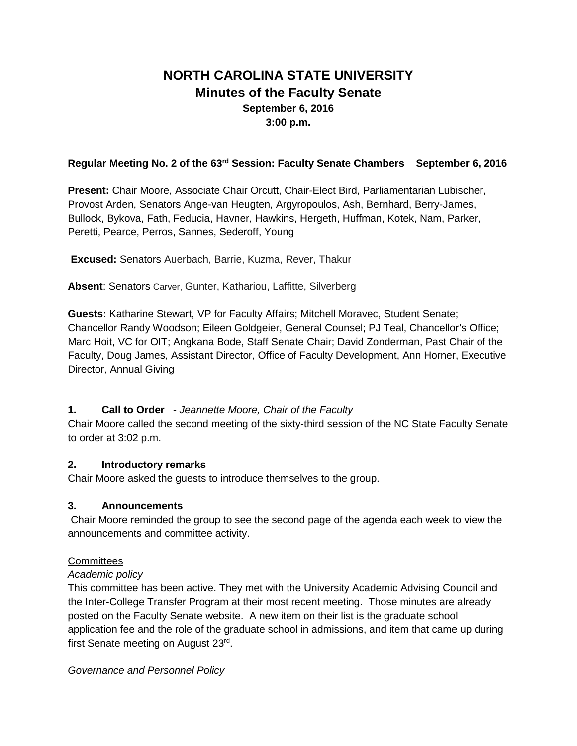# NORTH CAROLINA STATE UNIVERSITY
## Minutes of the Faculty Senate
### September 6, 2016
### 3:00 p.m.

**Regular Meeting No. 2 of the 63rd Session: Faculty Senate Chambers September 6, 2016**

**Present:** Chair Moore, Associate Chair Orcutt, Chair-Elect Bird, Parliamentarian Lubischer, Provost Arden, Senators Ange-van Heugten, Argyropoulos, Ash, Bernhard, Berry-James, Bullock, Bykova, Fath, Feducia, Havner, Hawkins, Hergeth, Huffman, Kotek, Nam, Parker, Peretti, Pearce, Perros, Sannes, Sederoff, Young

**Excused:** Senators Auerbach, Barrie, Kuzma, Rever, Thakur

**Absent**: Senators Carver, Gunter, Kathariou, Laffitte, Silverberg

**Guests:** Katharine Stewart, VP for Faculty Affairs; Mitchell Moravec, Student Senate; Chancellor Randy Woodson; Eileen Goldgeier, General Counsel; PJ Teal, Chancellor's Office; Marc Hoit, VC for OIT; Angkana Bode, Staff Senate Chair; David Zonderman, Past Chair of the Faculty, Doug James, Assistant Director, Office of Faculty Development, Ann Horner, Executive Director, Annual Giving

**1. Call to Order -** *Jeannette Moore, Chair of the Faculty*

Chair Moore called the second meeting of the sixty-third session of the NC State Faculty Senate to order at 3:02 p.m.

**2. Introductory remarks**

Chair Moore asked the guests to introduce themselves to the group.

**3. Announcements**

Chair Moore reminded the group to see the second page of the agenda each week to view the announcements and committee activity.

Committees

*Academic policy*

This committee has been active. They met with the University Academic Advising Council and the Inter-College Transfer Program at their most recent meeting. Those minutes are already posted on the Faculty Senate website. A new item on their list is the graduate school application fee and the role of the graduate school in admissions, and item that came up during first Senate meeting on August 23rd.

*Governance and Personnel Policy*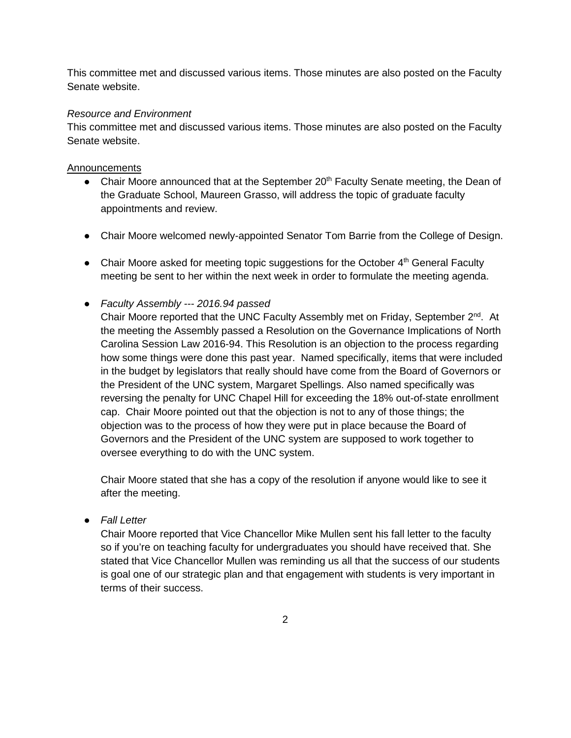This committee met and discussed various items. Those minutes are also posted on the Faculty Senate website.

*Resource and Environment*
This committee met and discussed various items. Those minutes are also posted on the Faculty Senate website.

<u>Announcements</u>

- Chair Moore announced that at the September 20th Faculty Senate meeting, the Dean of the Graduate School, Maureen Grasso, will address the topic of graduate faculty appointments and review.

- Chair Moore welcomed newly-appointed Senator Tom Barrie from the College of Design.

- Chair Moore asked for meeting topic suggestions for the October 4th General Faculty meeting be sent to her within the next week in order to formulate the meeting agenda.

- *Faculty Assembly --- 2016.94 passed*
  Chair Moore reported that the UNC Faculty Assembly met on Friday, September 2nd. At the meeting the Assembly passed a Resolution on the Governance Implications of North Carolina Session Law 2016-94. This Resolution is an objection to the process regarding how some things were done this past year. Named specifically, items that were included in the budget by legislators that really should have come from the Board of Governors or the President of the UNC system, Margaret Spellings. Also named specifically was reversing the penalty for UNC Chapel Hill for exceeding the 18% out-of-state enrollment cap. Chair Moore pointed out that the objection is not to any of those things; the objection was to the process of how they were put in place because the Board of Governors and the President of the UNC system are supposed to work together to oversee everything to do with the UNC system.

  Chair Moore stated that she has a copy of the resolution if anyone would like to see it after the meeting.

- *Fall Letter*
  Chair Moore reported that Vice Chancellor Mike Mullen sent his fall letter to the faculty so if you're on teaching faculty for undergraduates you should have received that. She stated that Vice Chancellor Mullen was reminding us all that the success of our students is goal one of our strategic plan and that engagement with students is very important in terms of their success.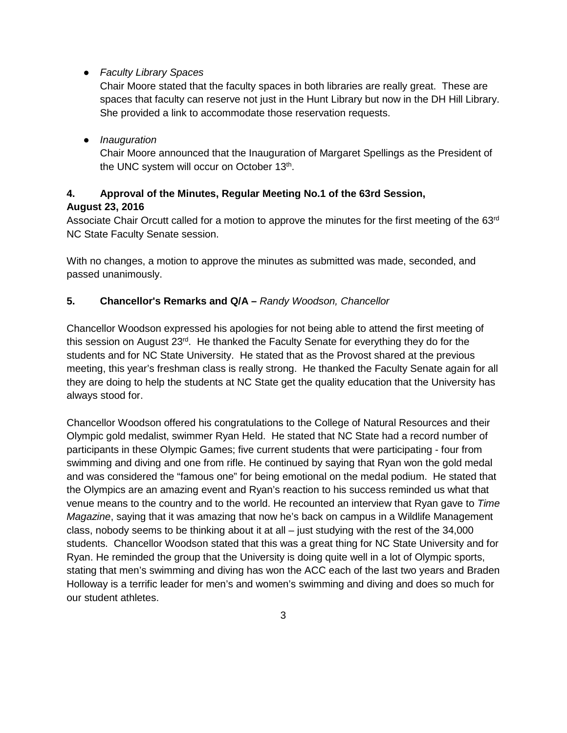- *Faculty Library Spaces*
  Chair Moore stated that the faculty spaces in both libraries are really great. These are spaces that faculty can reserve not just in the Hunt Library but now in the DH Hill Library. She provided a link to accommodate those reservation requests.

- *Inauguration*
  Chair Moore announced that the Inauguration of Margaret Spellings as the President of the UNC system will occur on October 13th.

**4. Approval of the Minutes, Regular Meeting No.1 of the 63rd Session, August 23, 2016**

Associate Chair Orcutt called for a motion to approve the minutes for the first meeting of the 63rd NC State Faculty Senate session.

With no changes, a motion to approve the minutes as submitted was made, seconded, and passed unanimously.

**5. Chancellor's Remarks and Q/A –** *Randy Woodson, Chancellor*

Chancellor Woodson expressed his apologies for not being able to attend the first meeting of this session on August 23rd. He thanked the Faculty Senate for everything they do for the students and for NC State University. He stated that as the Provost shared at the previous meeting, this year's freshman class is really strong. He thanked the Faculty Senate again for all they are doing to help the students at NC State get the quality education that the University has always stood for.

Chancellor Woodson offered his congratulations to the College of Natural Resources and their Olympic gold medalist, swimmer Ryan Held. He stated that NC State had a record number of participants in these Olympic Games; five current students that were participating - four from swimming and diving and one from rifle. He continued by saying that Ryan won the gold medal and was considered the "famous one" for being emotional on the medal podium. He stated that the Olympics are an amazing event and Ryan's reaction to his success reminded us what that venue means to the country and to the world. He recounted an interview that Ryan gave to *Time Magazine*, saying that it was amazing that now he's back on campus in a Wildlife Management class, nobody seems to be thinking about it at all – just studying with the rest of the 34,000 students. Chancellor Woodson stated that this was a great thing for NC State University and for Ryan. He reminded the group that the University is doing quite well in a lot of Olympic sports, stating that men's swimming and diving has won the ACC each of the last two years and Braden Holloway is a terrific leader for men's and women's swimming and diving and does so much for our student athletes.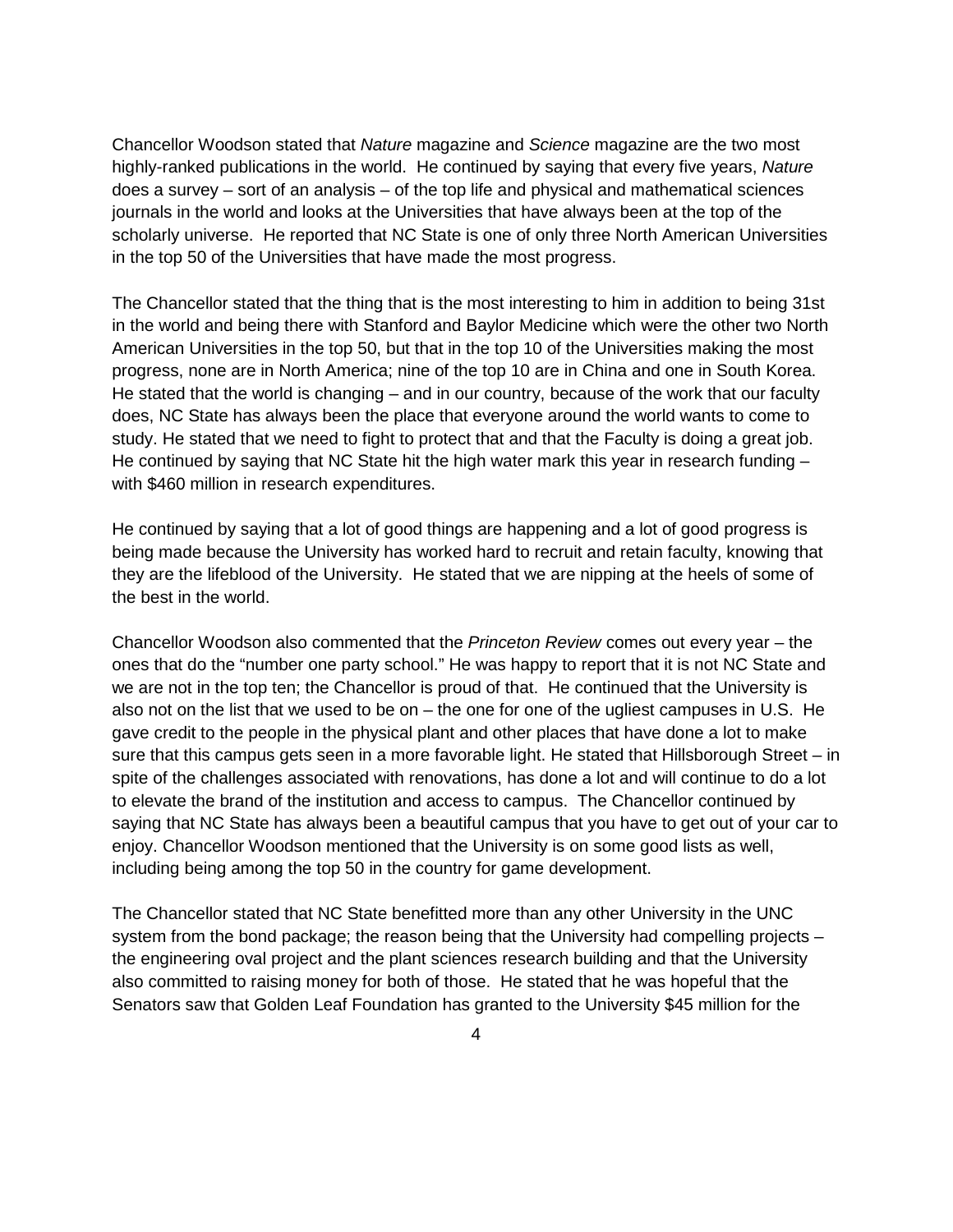Chancellor Woodson stated that *Nature* magazine and *Science* magazine are the two most highly-ranked publications in the world. He continued by saying that every five years, *Nature* does a survey – sort of an analysis – of the top life and physical and mathematical sciences journals in the world and looks at the Universities that have always been at the top of the scholarly universe. He reported that NC State is one of only three North American Universities in the top 50 of the Universities that have made the most progress.

The Chancellor stated that the thing that is the most interesting to him in addition to being 31st in the world and being there with Stanford and Baylor Medicine which were the other two North American Universities in the top 50, but that in the top 10 of the Universities making the most progress, none are in North America; nine of the top 10 are in China and one in South Korea. He stated that the world is changing – and in our country, because of the work that our faculty does, NC State has always been the place that everyone around the world wants to come to study. He stated that we need to fight to protect that and that the Faculty is doing a great job. He continued by saying that NC State hit the high water mark this year in research funding – with $460 million in research expenditures.

He continued by saying that a lot of good things are happening and a lot of good progress is being made because the University has worked hard to recruit and retain faculty, knowing that they are the lifeblood of the University. He stated that we are nipping at the heels of some of the best in the world.

Chancellor Woodson also commented that the *Princeton Review* comes out every year – the ones that do the "number one party school." He was happy to report that it is not NC State and we are not in the top ten; the Chancellor is proud of that. He continued that the University is also not on the list that we used to be on – the one for one of the ugliest campuses in U.S. He gave credit to the people in the physical plant and other places that have done a lot to make sure that this campus gets seen in a more favorable light. He stated that Hillsborough Street – in spite of the challenges associated with renovations, has done a lot and will continue to do a lot to elevate the brand of the institution and access to campus. The Chancellor continued by saying that NC State has always been a beautiful campus that you have to get out of your car to enjoy. Chancellor Woodson mentioned that the University is on some good lists as well, including being among the top 50 in the country for game development.

The Chancellor stated that NC State benefitted more than any other University in the UNC system from the bond package; the reason being that the University had compelling projects – the engineering oval project and the plant sciences research building and that the University also committed to raising money for both of those. He stated that he was hopeful that the Senators saw that Golden Leaf Foundation has granted to the University $45 million for the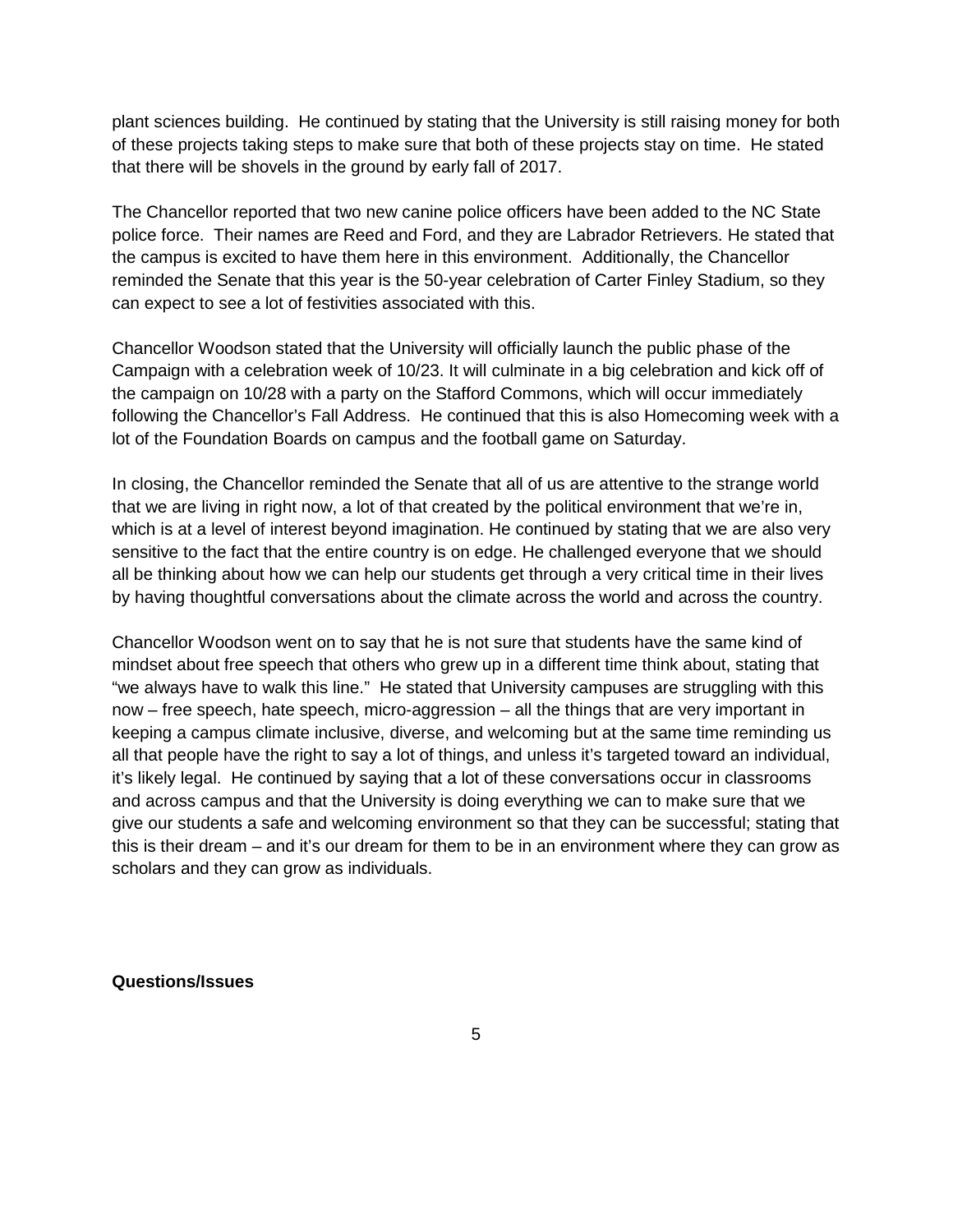plant sciences building. He continued by stating that the University is still raising money for both of these projects taking steps to make sure that both of these projects stay on time. He stated that there will be shovels in the ground by early fall of 2017.

The Chancellor reported that two new canine police officers have been added to the NC State police force. Their names are Reed and Ford, and they are Labrador Retrievers. He stated that the campus is excited to have them here in this environment. Additionally, the Chancellor reminded the Senate that this year is the 50-year celebration of Carter Finley Stadium, so they can expect to see a lot of festivities associated with this.

Chancellor Woodson stated that the University will officially launch the public phase of the Campaign with a celebration week of 10/23. It will culminate in a big celebration and kick off of the campaign on 10/28 with a party on the Stafford Commons, which will occur immediately following the Chancellor's Fall Address. He continued that this is also Homecoming week with a lot of the Foundation Boards on campus and the football game on Saturday.

In closing, the Chancellor reminded the Senate that all of us are attentive to the strange world that we are living in right now, a lot of that created by the political environment that we're in, which is at a level of interest beyond imagination. He continued by stating that we are also very sensitive to the fact that the entire country is on edge. He challenged everyone that we should all be thinking about how we can help our students get through a very critical time in their lives by having thoughtful conversations about the climate across the world and across the country.

Chancellor Woodson went on to say that he is not sure that students have the same kind of mindset about free speech that others who grew up in a different time think about, stating that "we always have to walk this line." He stated that University campuses are struggling with this now – free speech, hate speech, micro-aggression – all the things that are very important in keeping a campus climate inclusive, diverse, and welcoming but at the same time reminding us all that people have the right to say a lot of things, and unless it's targeted toward an individual, it's likely legal. He continued by saying that a lot of these conversations occur in classrooms and across campus and that the University is doing everything we can to make sure that we give our students a safe and welcoming environment so that they can be successful; stating that this is their dream – and it's our dream for them to be in an environment where they can grow as scholars and they can grow as individuals.

**Questions/Issues**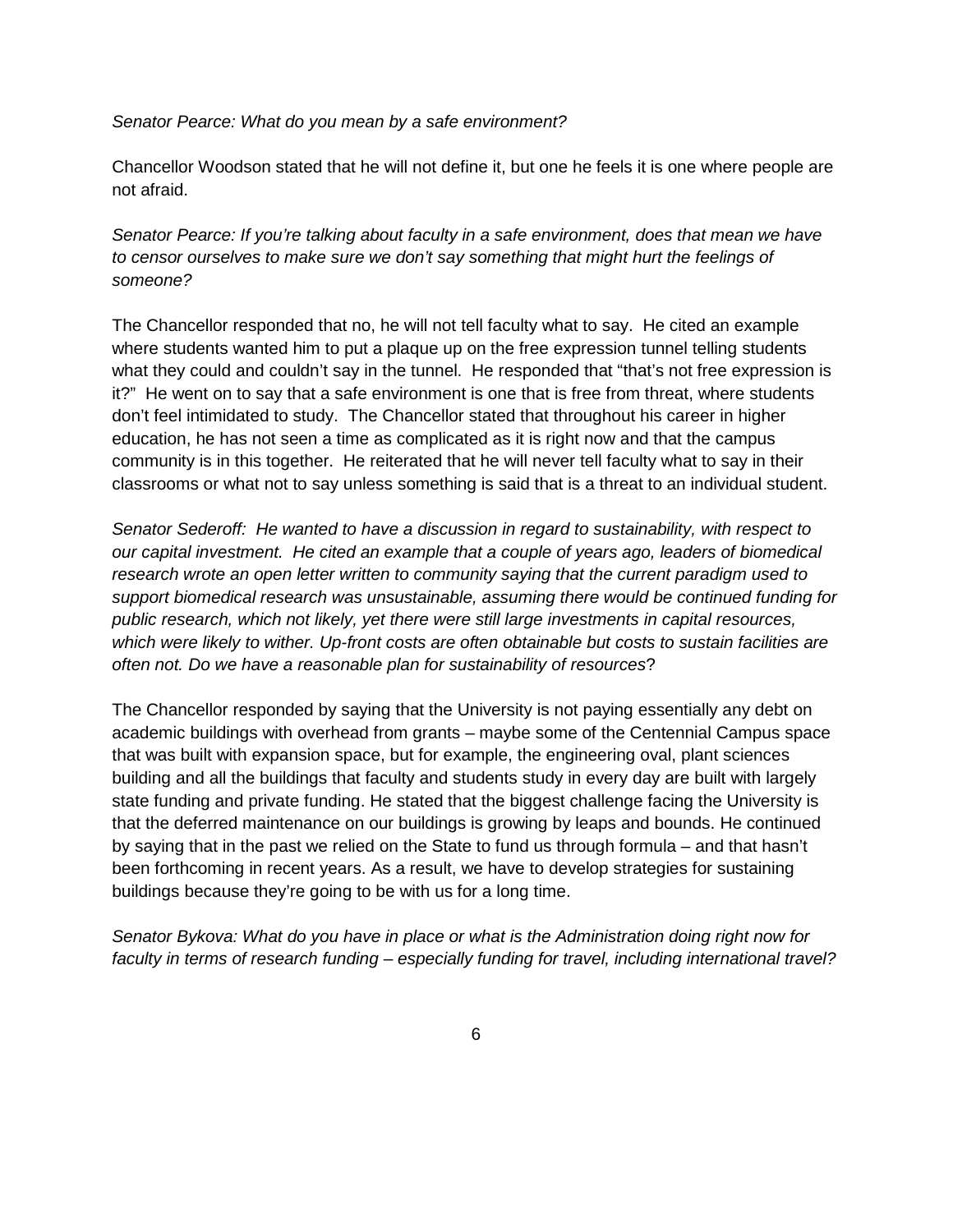*Senator Pearce: What do you mean by a safe environment?*

Chancellor Woodson stated that he will not define it, but one he feels it is one where people are not afraid.

*Senator Pearce: If you're talking about faculty in a safe environment, does that mean we have to censor ourselves to make sure we don't say something that might hurt the feelings of someone?*

The Chancellor responded that no, he will not tell faculty what to say. He cited an example where students wanted him to put a plaque up on the free expression tunnel telling students what they could and couldn't say in the tunnel. He responded that "that's not free expression is it?" He went on to say that a safe environment is one that is free from threat, where students don't feel intimidated to study. The Chancellor stated that throughout his career in higher education, he has not seen a time as complicated as it is right now and that the campus community is in this together. He reiterated that he will never tell faculty what to say in their classrooms or what not to say unless something is said that is a threat to an individual student.

*Senator Sederoff: He wanted to have a discussion in regard to sustainability, with respect to our capital investment. He cited an example that a couple of years ago, leaders of biomedical research wrote an open letter written to community saying that the current paradigm used to support biomedical research was unsustainable, assuming there would be continued funding for public research, which not likely, yet there were still large investments in capital resources, which were likely to wither. Up-front costs are often obtainable but costs to sustain facilities are often not. Do we have a reasonable plan for sustainability of resources*?

The Chancellor responded by saying that the University is not paying essentially any debt on academic buildings with overhead from grants – maybe some of the Centennial Campus space that was built with expansion space, but for example, the engineering oval, plant sciences building and all the buildings that faculty and students study in every day are built with largely state funding and private funding. He stated that the biggest challenge facing the University is that the deferred maintenance on our buildings is growing by leaps and bounds. He continued by saying that in the past we relied on the State to fund us through formula – and that hasn't been forthcoming in recent years. As a result, we have to develop strategies for sustaining buildings because they're going to be with us for a long time.

*Senator Bykova: What do you have in place or what is the Administration doing right now for faculty in terms of research funding – especially funding for travel, including international travel?*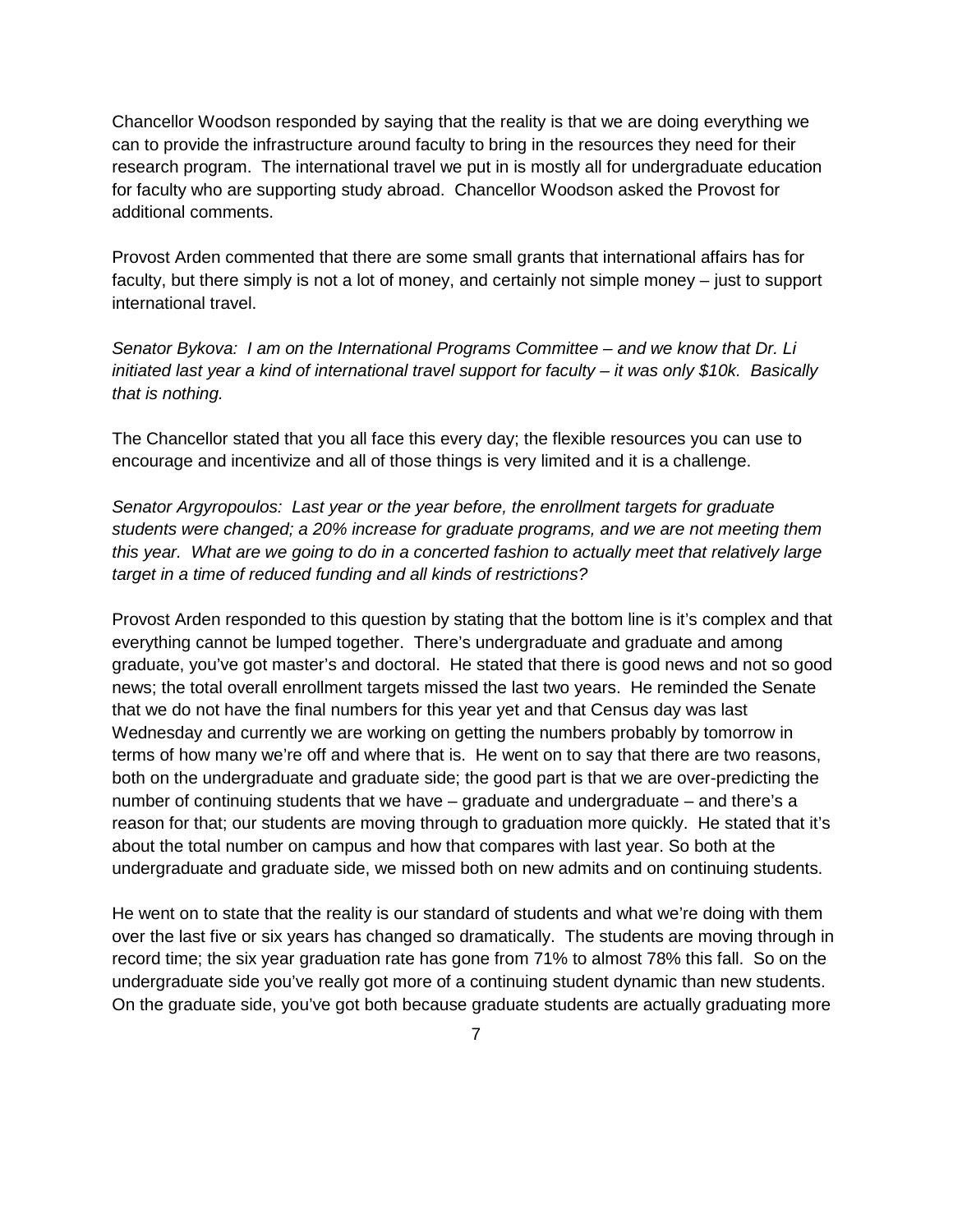Chancellor Woodson responded by saying that the reality is that we are doing everything we can to provide the infrastructure around faculty to bring in the resources they need for their research program. The international travel we put in is mostly all for undergraduate education for faculty who are supporting study abroad. Chancellor Woodson asked the Provost for additional comments.

Provost Arden commented that there are some small grants that international affairs has for faculty, but there simply is not a lot of money, and certainly not simple money – just to support international travel.

*Senator Bykova: I am on the International Programs Committee – and we know that Dr. Li initiated last year a kind of international travel support for faculty – it was only $10k. Basically that is nothing.*

The Chancellor stated that you all face this every day; the flexible resources you can use to encourage and incentivize and all of those things is very limited and it is a challenge.

*Senator Argyropoulos: Last year or the year before, the enrollment targets for graduate students were changed; a 20% increase for graduate programs, and we are not meeting them this year. What are we going to do in a concerted fashion to actually meet that relatively large target in a time of reduced funding and all kinds of restrictions?*

Provost Arden responded to this question by stating that the bottom line is it's complex and that everything cannot be lumped together. There's undergraduate and graduate and among graduate, you've got master's and doctoral. He stated that there is good news and not so good news; the total overall enrollment targets missed the last two years. He reminded the Senate that we do not have the final numbers for this year yet and that Census day was last Wednesday and currently we are working on getting the numbers probably by tomorrow in terms of how many we're off and where that is. He went on to say that there are two reasons, both on the undergraduate and graduate side; the good part is that we are over-predicting the number of continuing students that we have – graduate and undergraduate – and there's a reason for that; our students are moving through to graduation more quickly. He stated that it's about the total number on campus and how that compares with last year. So both at the undergraduate and graduate side, we missed both on new admits and on continuing students.

He went on to state that the reality is our standard of students and what we're doing with them over the last five or six years has changed so dramatically. The students are moving through in record time; the six year graduation rate has gone from 71% to almost 78% this fall. So on the undergraduate side you've really got more of a continuing student dynamic than new students. On the graduate side, you've got both because graduate students are actually graduating more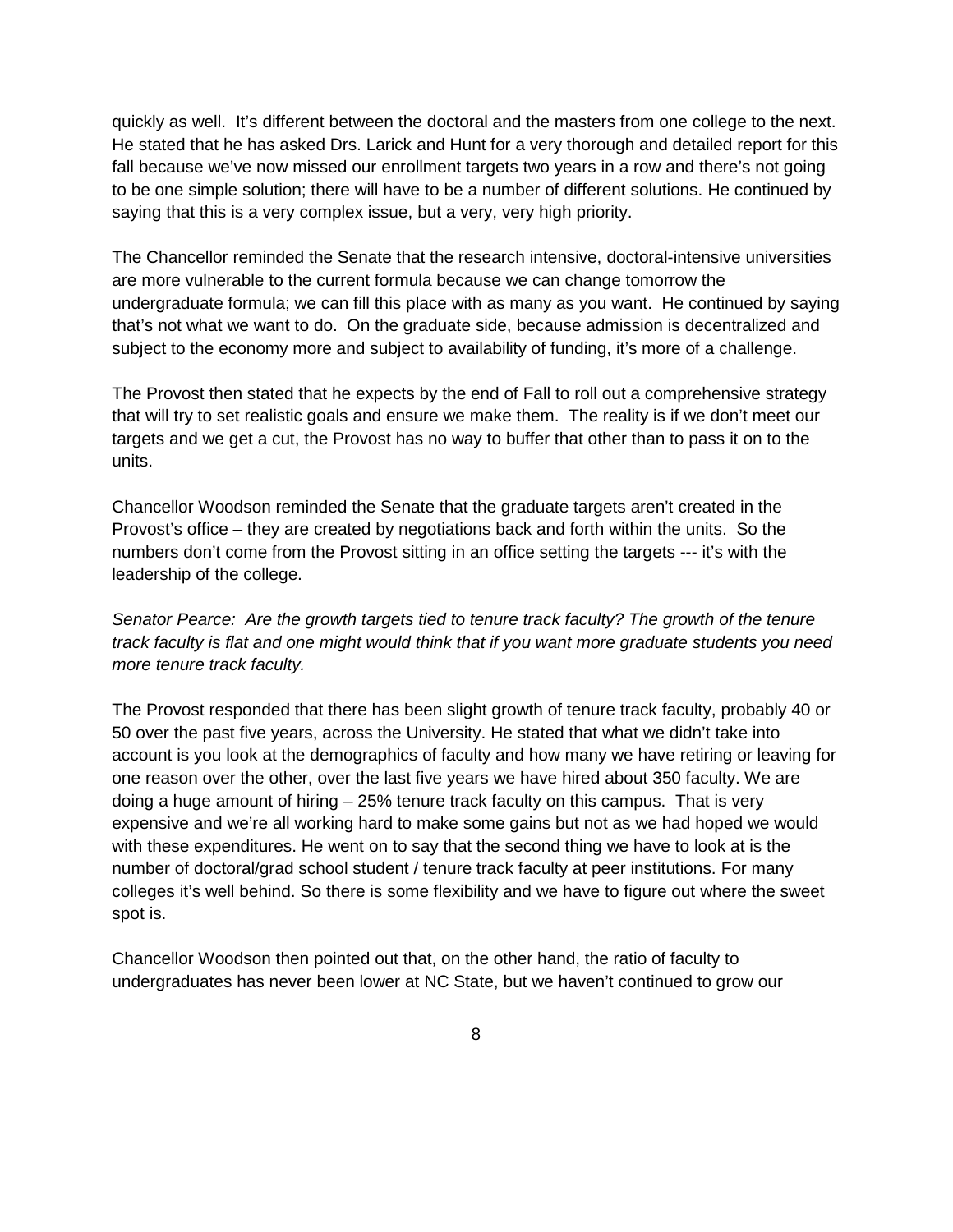quickly as well. It's different between the doctoral and the masters from one college to the next. He stated that he has asked Drs. Larick and Hunt for a very thorough and detailed report for this fall because we've now missed our enrollment targets two years in a row and there's not going to be one simple solution; there will have to be a number of different solutions. He continued by saying that this is a very complex issue, but a very, very high priority.

The Chancellor reminded the Senate that the research intensive, doctoral-intensive universities are more vulnerable to the current formula because we can change tomorrow the undergraduate formula; we can fill this place with as many as you want. He continued by saying that's not what we want to do. On the graduate side, because admission is decentralized and subject to the economy more and subject to availability of funding, it's more of a challenge.

The Provost then stated that he expects by the end of Fall to roll out a comprehensive strategy that will try to set realistic goals and ensure we make them. The reality is if we don't meet our targets and we get a cut, the Provost has no way to buffer that other than to pass it on to the units.

Chancellor Woodson reminded the Senate that the graduate targets aren't created in the Provost's office – they are created by negotiations back and forth within the units. So the numbers don't come from the Provost sitting in an office setting the targets --- it's with the leadership of the college.

*Senator Pearce: Are the growth targets tied to tenure track faculty? The growth of the tenure track faculty is flat and one might would think that if you want more graduate students you need more tenure track faculty.*

The Provost responded that there has been slight growth of tenure track faculty, probably 40 or 50 over the past five years, across the University. He stated that what we didn't take into account is you look at the demographics of faculty and how many we have retiring or leaving for one reason over the other, over the last five years we have hired about 350 faculty. We are doing a huge amount of hiring – 25% tenure track faculty on this campus. That is very expensive and we're all working hard to make some gains but not as we had hoped we would with these expenditures. He went on to say that the second thing we have to look at is the number of doctoral/grad school student / tenure track faculty at peer institutions. For many colleges it's well behind. So there is some flexibility and we have to figure out where the sweet spot is.

Chancellor Woodson then pointed out that, on the other hand, the ratio of faculty to undergraduates has never been lower at NC State, but we haven't continued to grow our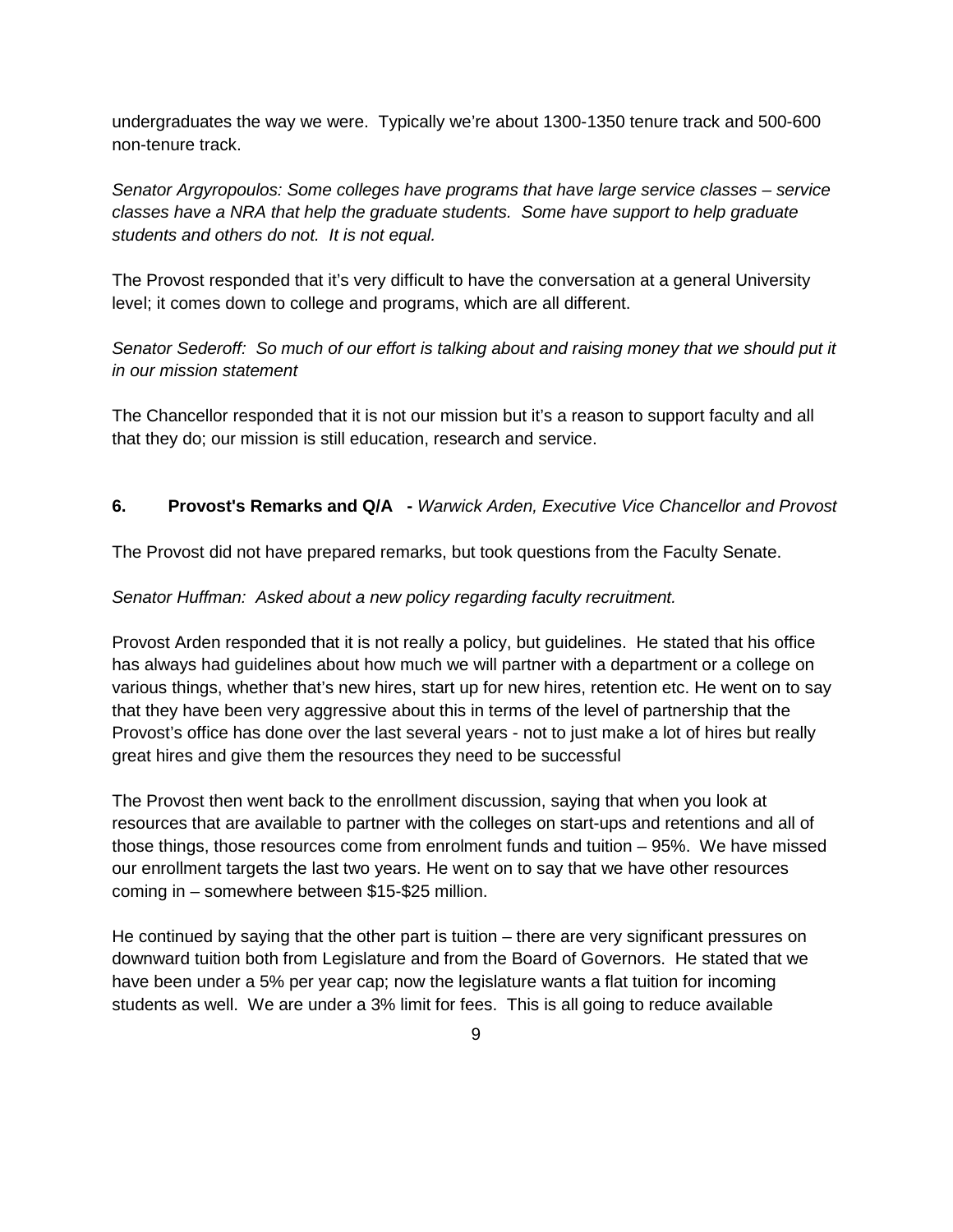undergraduates the way we were. Typically we're about 1300-1350 tenure track and 500-600 non-tenure track.

*Senator Argyropoulos: Some colleges have programs that have large service classes – service classes have a NRA that help the graduate students. Some have support to help graduate students and others do not. It is not equal.*

The Provost responded that it's very difficult to have the conversation at a general University level; it comes down to college and programs, which are all different.

*Senator Sederoff: So much of our effort is talking about and raising money that we should put it in our mission statement*

The Chancellor responded that it is not our mission but it's a reason to support faculty and all that they do; our mission is still education, research and service.

**6. Provost's Remarks and Q/A -** *Warwick Arden, Executive Vice Chancellor and Provost*

The Provost did not have prepared remarks, but took questions from the Faculty Senate.

*Senator Huffman: Asked about a new policy regarding faculty recruitment.*

Provost Arden responded that it is not really a policy, but guidelines. He stated that his office has always had guidelines about how much we will partner with a department or a college on various things, whether that's new hires, start up for new hires, retention etc. He went on to say that they have been very aggressive about this in terms of the level of partnership that the Provost's office has done over the last several years - not to just make a lot of hires but really great hires and give them the resources they need to be successful

The Provost then went back to the enrollment discussion, saying that when you look at resources that are available to partner with the colleges on start-ups and retentions and all of those things, those resources come from enrolment funds and tuition – 95%. We have missed our enrollment targets the last two years. He went on to say that we have other resources coming in – somewhere between $15-$25 million.

He continued by saying that the other part is tuition – there are very significant pressures on downward tuition both from Legislature and from the Board of Governors. He stated that we have been under a 5% per year cap; now the legislature wants a flat tuition for incoming students as well. We are under a 3% limit for fees. This is all going to reduce available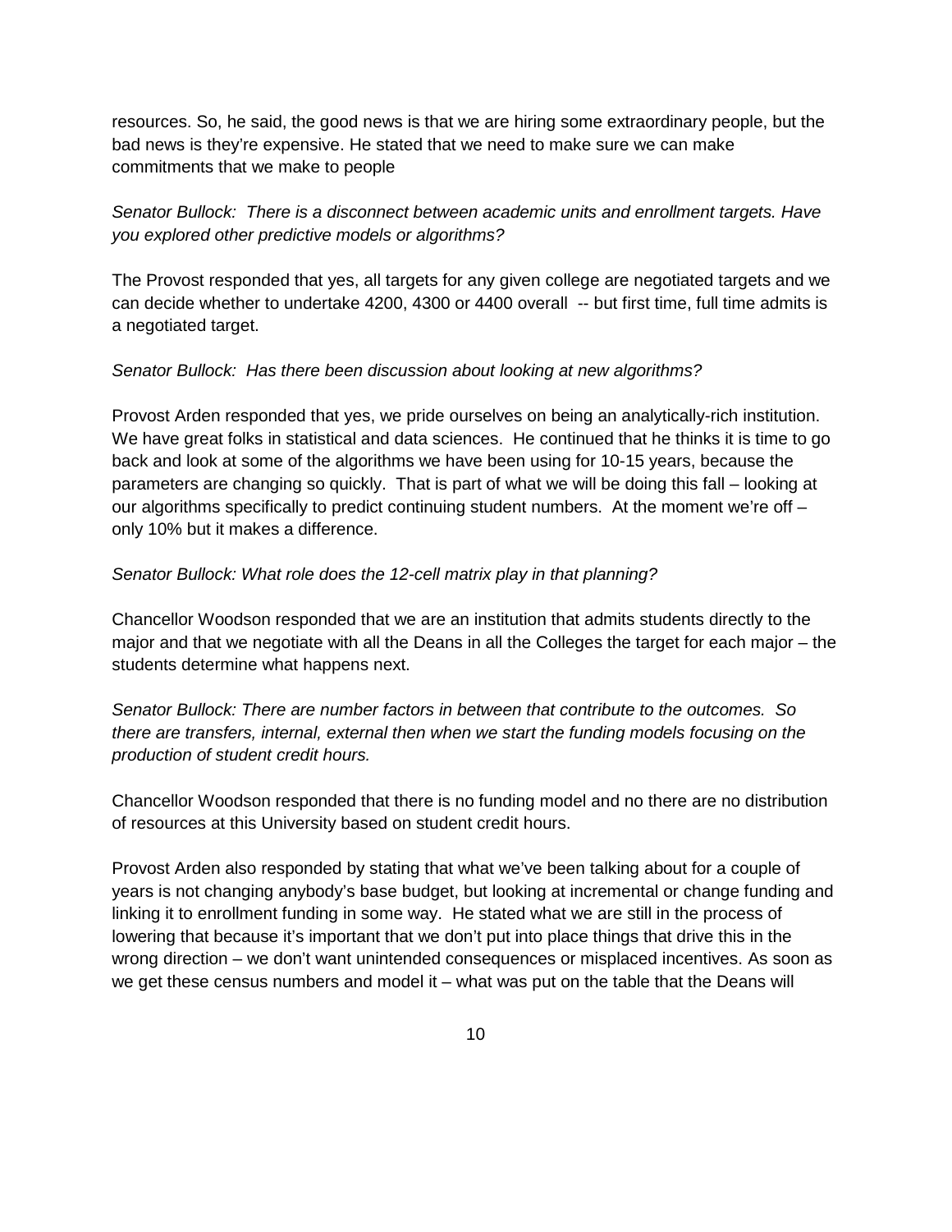resources. So, he said, the good news is that we are hiring some extraordinary people, but the bad news is they're expensive. He stated that we need to make sure we can make commitments that we make to people

*Senator Bullock: There is a disconnect between academic units and enrollment targets. Have you explored other predictive models or algorithms?*

The Provost responded that yes, all targets for any given college are negotiated targets and we can decide whether to undertake 4200, 4300 or 4400 overall -- but first time, full time admits is a negotiated target.

*Senator Bullock: Has there been discussion about looking at new algorithms?*

Provost Arden responded that yes, we pride ourselves on being an analytically-rich institution. We have great folks in statistical and data sciences. He continued that he thinks it is time to go back and look at some of the algorithms we have been using for 10-15 years, because the parameters are changing so quickly. That is part of what we will be doing this fall – looking at our algorithms specifically to predict continuing student numbers. At the moment we're off – only 10% but it makes a difference.

*Senator Bullock: What role does the 12-cell matrix play in that planning?*

Chancellor Woodson responded that we are an institution that admits students directly to the major and that we negotiate with all the Deans in all the Colleges the target for each major – the students determine what happens next.

*Senator Bullock: There are number factors in between that contribute to the outcomes. So there are transfers, internal, external then when we start the funding models focusing on the production of student credit hours.*

Chancellor Woodson responded that there is no funding model and no there are no distribution of resources at this University based on student credit hours.

Provost Arden also responded by stating that what we've been talking about for a couple of years is not changing anybody's base budget, but looking at incremental or change funding and linking it to enrollment funding in some way. He stated what we are still in the process of lowering that because it's important that we don't put into place things that drive this in the wrong direction – we don't want unintended consequences or misplaced incentives. As soon as we get these census numbers and model it – what was put on the table that the Deans will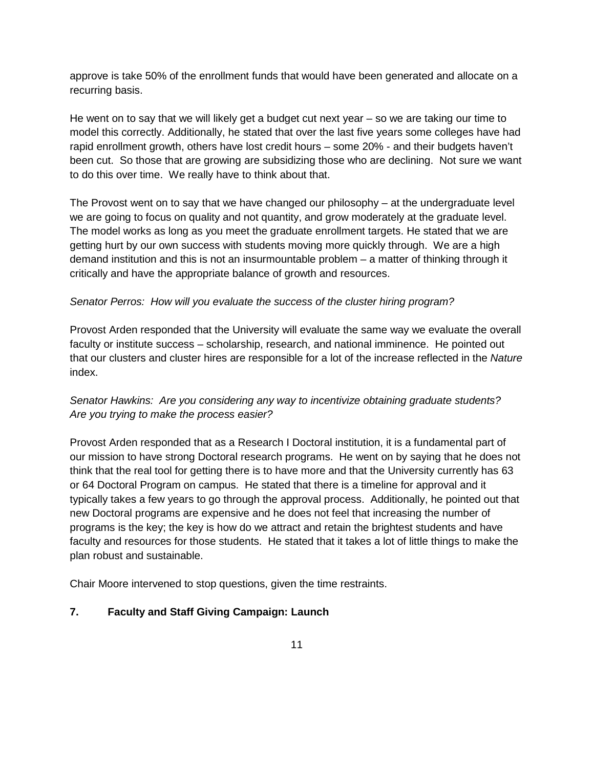approve is take 50% of the enrollment funds that would have been generated and allocate on a recurring basis.

He went on to say that we will likely get a budget cut next year – so we are taking our time to model this correctly. Additionally, he stated that over the last five years some colleges have had rapid enrollment growth, others have lost credit hours – some 20% - and their budgets haven't been cut. So those that are growing are subsidizing those who are declining. Not sure we want to do this over time. We really have to think about that.

The Provost went on to say that we have changed our philosophy – at the undergraduate level we are going to focus on quality and not quantity, and grow moderately at the graduate level. The model works as long as you meet the graduate enrollment targets. He stated that we are getting hurt by our own success with students moving more quickly through. We are a high demand institution and this is not an insurmountable problem – a matter of thinking through it critically and have the appropriate balance of growth and resources.

*Senator Perros: How will you evaluate the success of the cluster hiring program?*

Provost Arden responded that the University will evaluate the same way we evaluate the overall faculty or institute success – scholarship, research, and national imminence. He pointed out that our clusters and cluster hires are responsible for a lot of the increase reflected in the *Nature* index.

*Senator Hawkins: Are you considering any way to incentivize obtaining graduate students? Are you trying to make the process easier?*

Provost Arden responded that as a Research I Doctoral institution, it is a fundamental part of our mission to have strong Doctoral research programs. He went on by saying that he does not think that the real tool for getting there is to have more and that the University currently has 63 or 64 Doctoral Program on campus. He stated that there is a timeline for approval and it typically takes a few years to go through the approval process. Additionally, he pointed out that new Doctoral programs are expensive and he does not feel that increasing the number of programs is the key; the key is how do we attract and retain the brightest students and have faculty and resources for those students. He stated that it takes a lot of little things to make the plan robust and sustainable.

Chair Moore intervened to stop questions, given the time restraints.

## 7. Faculty and Staff Giving Campaign: Launch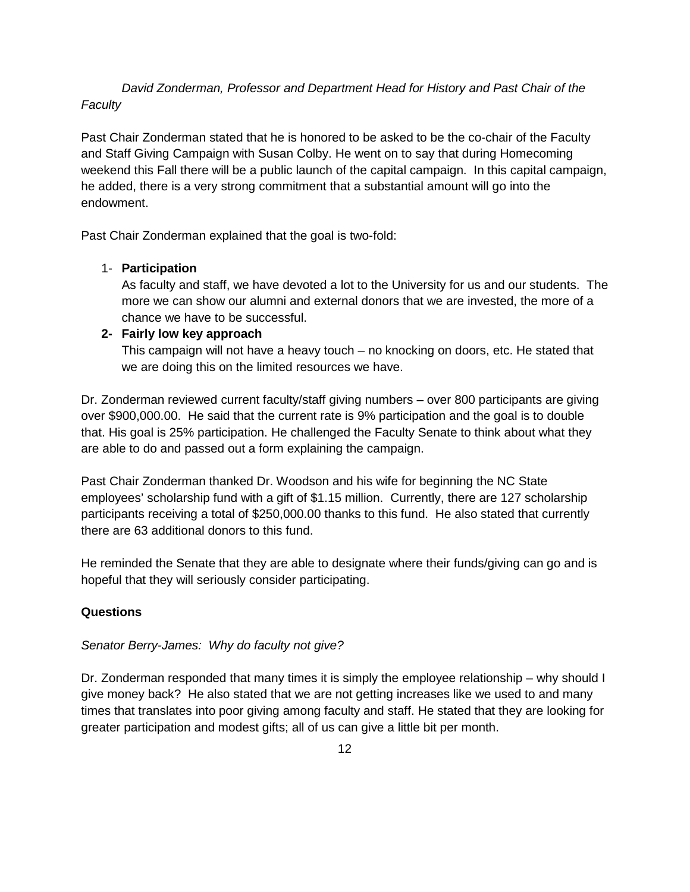*David Zonderman, Professor and Department Head for History and Past Chair of the Faculty*

Past Chair Zonderman stated that he is honored to be asked to be the co-chair of the Faculty and Staff Giving Campaign with Susan Colby. He went on to say that during Homecoming weekend this Fall there will be a public launch of the capital campaign. In this capital campaign, he added, there is a very strong commitment that a substantial amount will go into the endowment.

Past Chair Zonderman explained that the goal is two-fold:

1- **Participation**
   As faculty and staff, we have devoted a lot to the University for us and our students. The more we can show our alumni and external donors that we are invested, the more of a chance we have to be successful.

**2- Fairly low key approach**
   This campaign will not have a heavy touch – no knocking on doors, etc. He stated that we are doing this on the limited resources we have.

Dr. Zonderman reviewed current faculty/staff giving numbers – over 800 participants are giving over $900,000.00. He said that the current rate is 9% participation and the goal is to double that. His goal is 25% participation. He challenged the Faculty Senate to think about what they are able to do and passed out a form explaining the campaign.

Past Chair Zonderman thanked Dr. Woodson and his wife for beginning the NC State employees' scholarship fund with a gift of $1.15 million. Currently, there are 127 scholarship participants receiving a total of $250,000.00 thanks to this fund. He also stated that currently there are 63 additional donors to this fund.

He reminded the Senate that they are able to designate where their funds/giving can go and is hopeful that they will seriously consider participating.

**Questions**

*Senator Berry-James: Why do faculty not give?*

Dr. Zonderman responded that many times it is simply the employee relationship – why should I give money back? He also stated that we are not getting increases like we used to and many times that translates into poor giving among faculty and staff. He stated that they are looking for greater participation and modest gifts; all of us can give a little bit per month.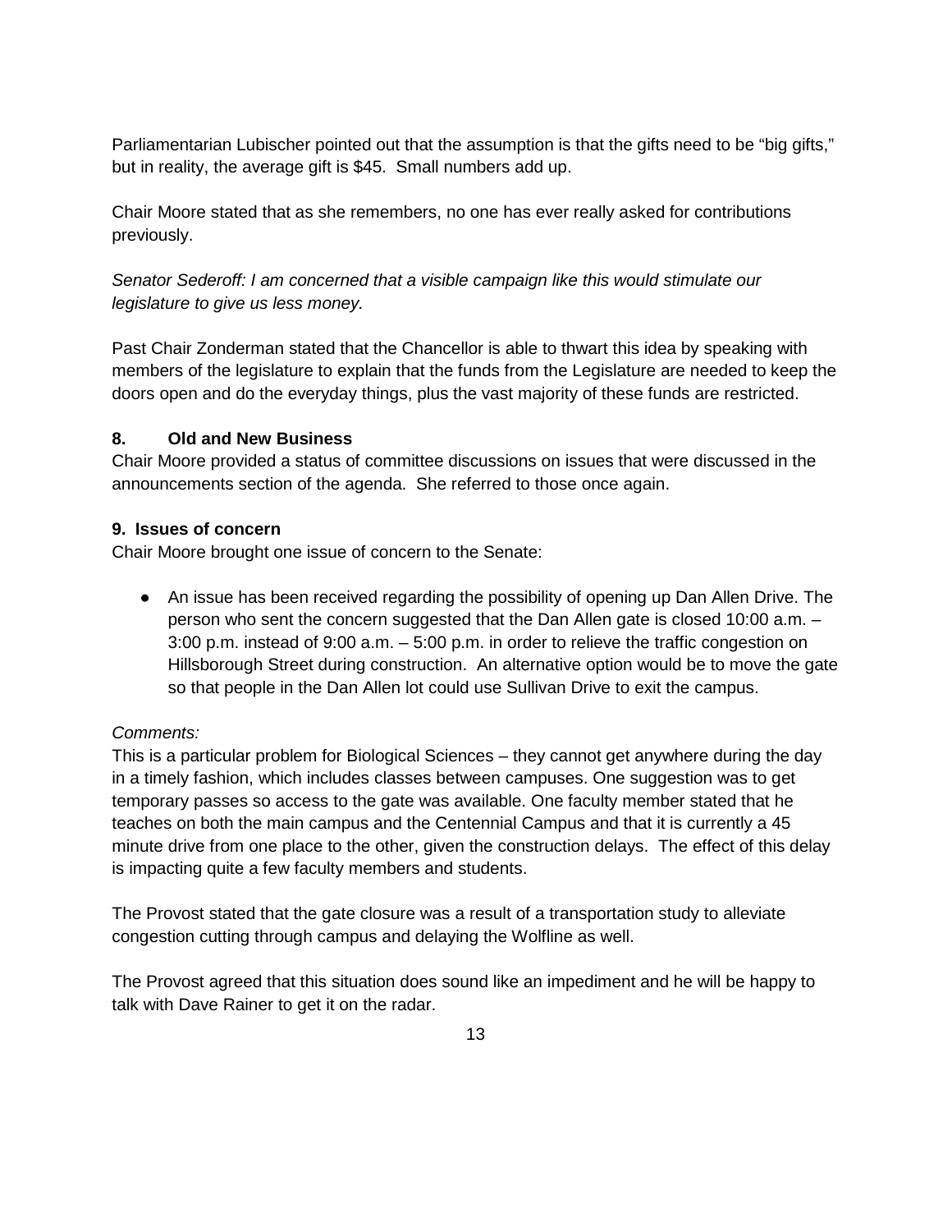Parliamentarian Lubischer pointed out that the assumption is that the gifts need to be "big gifts," but in reality, the average gift is $45. Small numbers add up.

Chair Moore stated that as she remembers, no one has ever really asked for contributions previously.

*Senator Sederoff: I am concerned that a visible campaign like this would stimulate our legislature to give us less money.*

Past Chair Zonderman stated that the Chancellor is able to thwart this idea by speaking with members of the legislature to explain that the funds from the Legislature are needed to keep the doors open and do the everyday things, plus the vast majority of these funds are restricted.

**8. Old and New Business**

Chair Moore provided a status of committee discussions on issues that were discussed in the announcements section of the agenda. She referred to those once again.

**9. Issues of concern**

Chair Moore brought one issue of concern to the Senate:

- An issue has been received regarding the possibility of opening up Dan Allen Drive. The person who sent the concern suggested that the Dan Allen gate is closed 10:00 a.m. – 3:00 p.m. instead of 9:00 a.m. – 5:00 p.m. in order to relieve the traffic congestion on Hillsborough Street during construction. An alternative option would be to move the gate so that people in the Dan Allen lot could use Sullivan Drive to exit the campus.

*Comments:*

This is a particular problem for Biological Sciences – they cannot get anywhere during the day in a timely fashion, which includes classes between campuses. One suggestion was to get temporary passes so access to the gate was available. One faculty member stated that he teaches on both the main campus and the Centennial Campus and that it is currently a 45 minute drive from one place to the other, given the construction delays. The effect of this delay is impacting quite a few faculty members and students.

The Provost stated that the gate closure was a result of a transportation study to alleviate congestion cutting through campus and delaying the Wolfline as well.

The Provost agreed that this situation does sound like an impediment and he will be happy to talk with Dave Rainer to get it on the radar.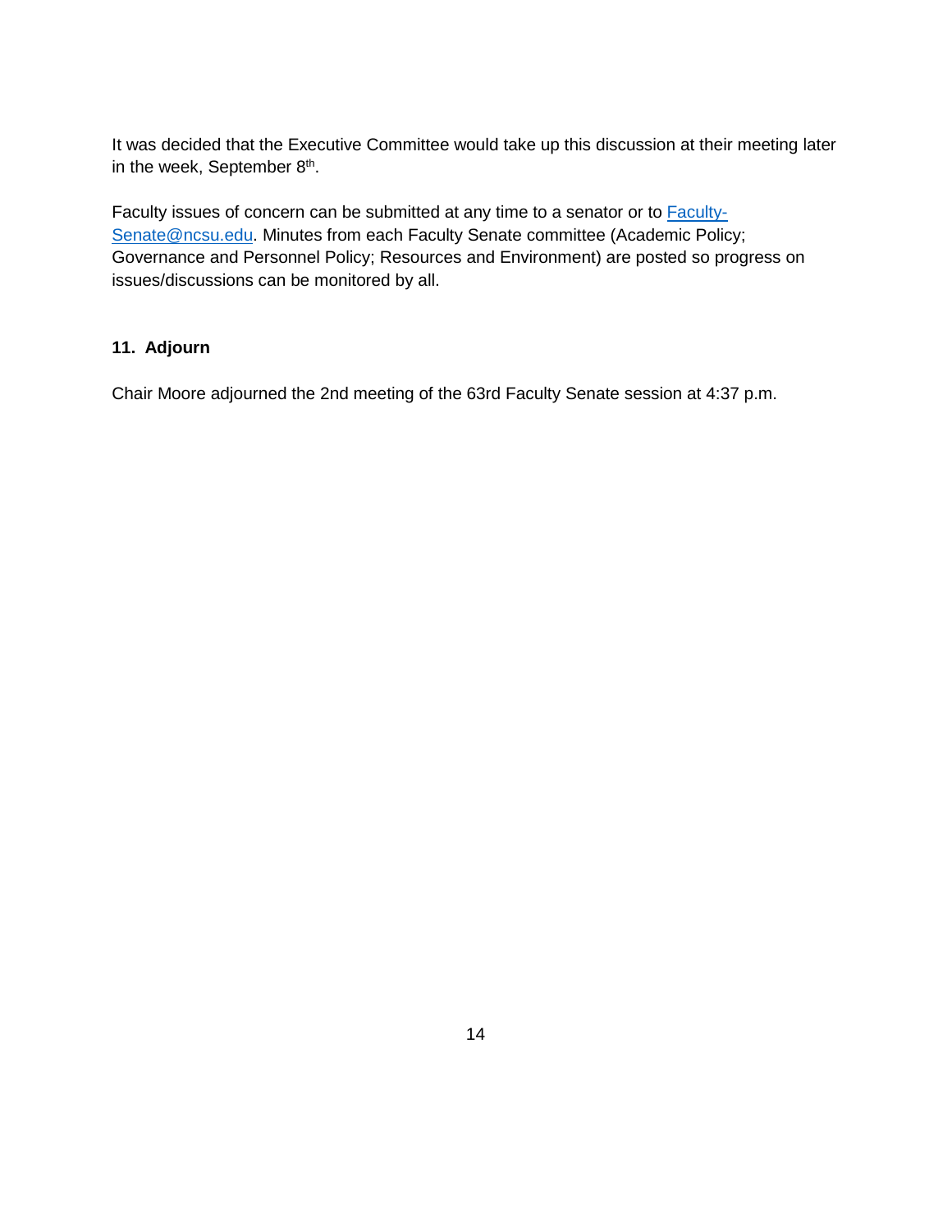It was decided that the Executive Committee would take up this discussion at their meeting later in the week, September 8th.

Faculty issues of concern can be submitted at any time to a senator or to Faculty-Senate@ncsu.edu. Minutes from each Faculty Senate committee (Academic Policy; Governance and Personnel Policy; Resources and Environment) are posted so progress on issues/discussions can be monitored by all.

### 11. Adjourn

Chair Moore adjourned the 2nd meeting of the 63rd Faculty Senate session at 4:37 p.m.